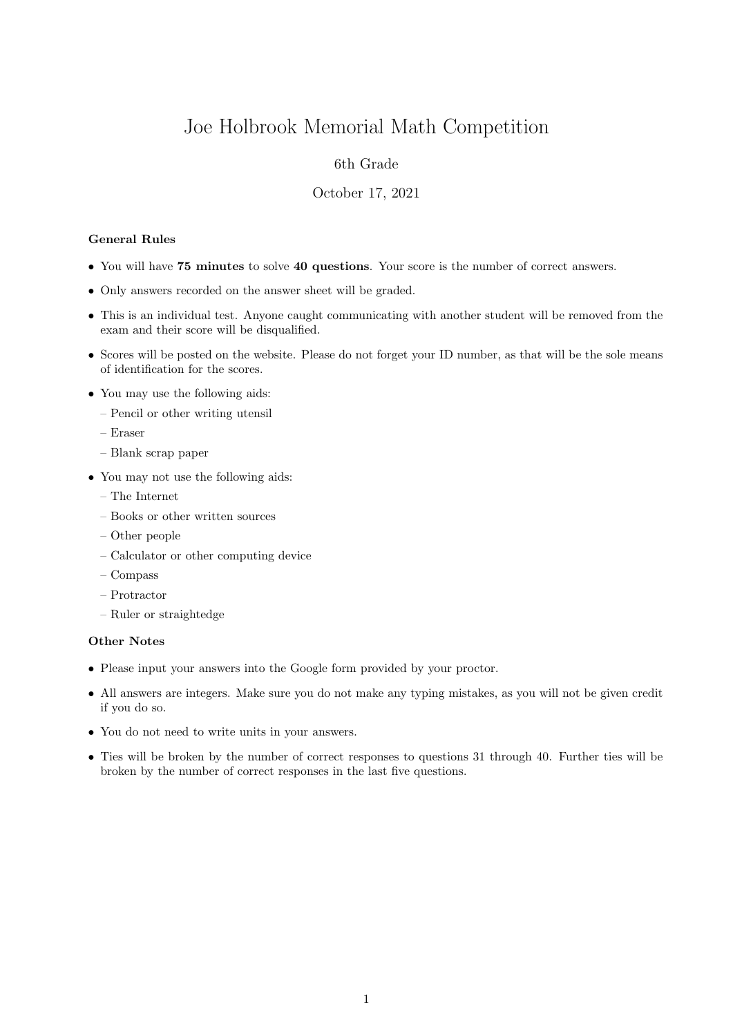# Joe Holbrook Memorial Math Competition

6th Grade

October 17, 2021

**General Rules**

- You will have **75 minutes** to solve **40 questions**. Your score is the number of correct answers.
- Only answers recorded on the answer sheet will be graded.
- This is an individual test. Anyone caught communicating with another student will be removed from the exam and their score will be disqualified.
- Scores will be posted on the website. Please do not forget your ID number, as that will be the sole means of identification for the scores.
- You may use the following aids:
  - Pencil or other writing utensil
  - Eraser
  - Blank scrap paper
- You may not use the following aids:
  - The Internet
  - Books or other written sources
  - Other people
  - Calculator or other computing device
  - Compass
  - Protractor
  - Ruler or straightedge

**Other Notes**

- Please input your answers into the Google form provided by your proctor.
- All answers are integers. Make sure you do not make any typing mistakes, as you will not be given credit if you do so.
- You do not need to write units in your answers.
- Ties will be broken by the number of correct responses to questions 31 through 40. Further ties will be broken by the number of correct responses in the last five questions.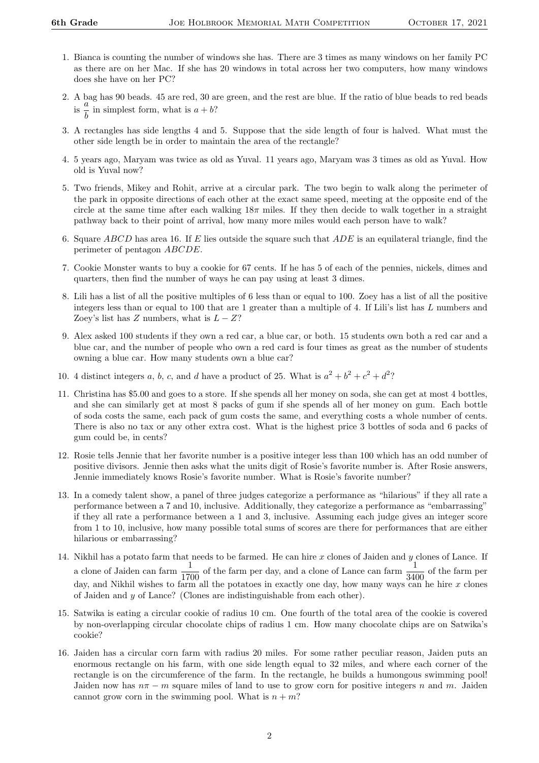1. Bianca is counting the number of windows she has. There are 3 times as many windows on her family PC as there are on her Mac. If she has 20 windows in total across her two computers, how many windows does she have on her PC?

2. A bag has 90 beads. 45 are red, 30 are green, and the rest are blue. If the ratio of blue beads to red beads is $\frac{a}{b}$ in simplest form, what is $a + b$?

3. A rectangles has side lengths 4 and 5. Suppose that the side length of four is halved. What must the other side length be in order to maintain the area of the rectangle?

4. 5 years ago, Maryam was twice as old as Yuval. 11 years ago, Maryam was 3 times as old as Yuval. How old is Yuval now?

5. Two friends, Mikey and Rohit, arrive at a circular park. The two begin to walk along the perimeter of the park in opposite directions of each other at the exact same speed, meeting at the opposite end of the circle at the same time after each walking $18\pi$ miles. If they then decide to walk together in a straight pathway back to their point of arrival, how many more miles would each person have to walk?

6. Square $ABCD$ has area 16. If $E$ lies outside the square such that $ADE$ is an equilateral triangle, find the perimeter of pentagon $ABCDE$.

7. Cookie Monster wants to buy a cookie for 67 cents. If he has 5 of each of the pennies, nickels, dimes and quarters, then find the number of ways he can pay using at least 3 dimes.

8. Lili has a list of all the positive multiples of 6 less than or equal to 100. Zoey has a list of all the positive integers less than or equal to 100 that are 1 greater than a multiple of 4. If Lili's list has $L$ numbers and Zoey's list has $Z$ numbers, what is $L - Z$?

9. Alex asked 100 students if they own a red car, a blue car, or both. 15 students own both a red car and a blue car, and the number of people who own a red card is four times as great as the number of students owning a blue car. How many students own a blue car?

10. 4 distinct integers $a$, $b$, $c$, and $d$ have a product of 25. What is $a^2 + b^2 + c^2 + d^2$?

11. Christina has \$5.00 and goes to a store. If she spends all her money on soda, she can get at most 4 bottles, and she can similarly get at most 8 packs of gum if she spends all of her money on gum. Each bottle of soda costs the same, each pack of gum costs the same, and everything costs a whole number of cents. There is also no tax or any other extra cost. What is the highest price 3 bottles of soda and 6 packs of gum could be, in cents?

12. Rosie tells Jennie that her favorite number is a positive integer less than 100 which has an odd number of positive divisors. Jennie then asks what the units digit of Rosie's favorite number is. After Rosie answers, Jennie immediately knows Rosie's favorite number. What is Rosie's favorite number?

13. In a comedy talent show, a panel of three judges categorize a performance as "hilarious" if they all rate a performance between a 7 and 10, inclusive. Additionally, they categorize a performance as "embarrassing" if they all rate a performance between a 1 and 3, inclusive. Assuming each judge gives an integer score from 1 to 10, inclusive, how many possible total sums of scores are there for performances that are either hilarious or embarrassing?

14. Nikhil has a potato farm that needs to be farmed. He can hire $x$ clones of Jaiden and $y$ clones of Lance. If a clone of Jaiden can farm $\frac{1}{1700}$ of the farm per day, and a clone of Lance can farm $\frac{1}{3400}$ of the farm per day, and Nikhil wishes to farm all the potatoes in exactly one day, how many ways can he hire $x$ clones of Jaiden and $y$ of Lance? (Clones are indistinguishable from each other).

15. Satwika is eating a circular cookie of radius 10 cm. One fourth of the total area of the cookie is covered by non-overlapping circular chocolate chips of radius 1 cm. How many chocolate chips are on Satwika's cookie?

16. Jaiden has a circular corn farm with radius 20 miles. For some rather peculiar reason, Jaiden puts an enormous rectangle on his farm, with one side length equal to 32 miles, and where each corner of the rectangle is on the circumference of the farm. In the rectangle, he builds a humongous swimming pool! Jaiden now has $n\pi - m$ square miles of land to use to grow corn for positive integers $n$ and $m$. Jaiden cannot grow corn in the swimming pool. What is $n + m$?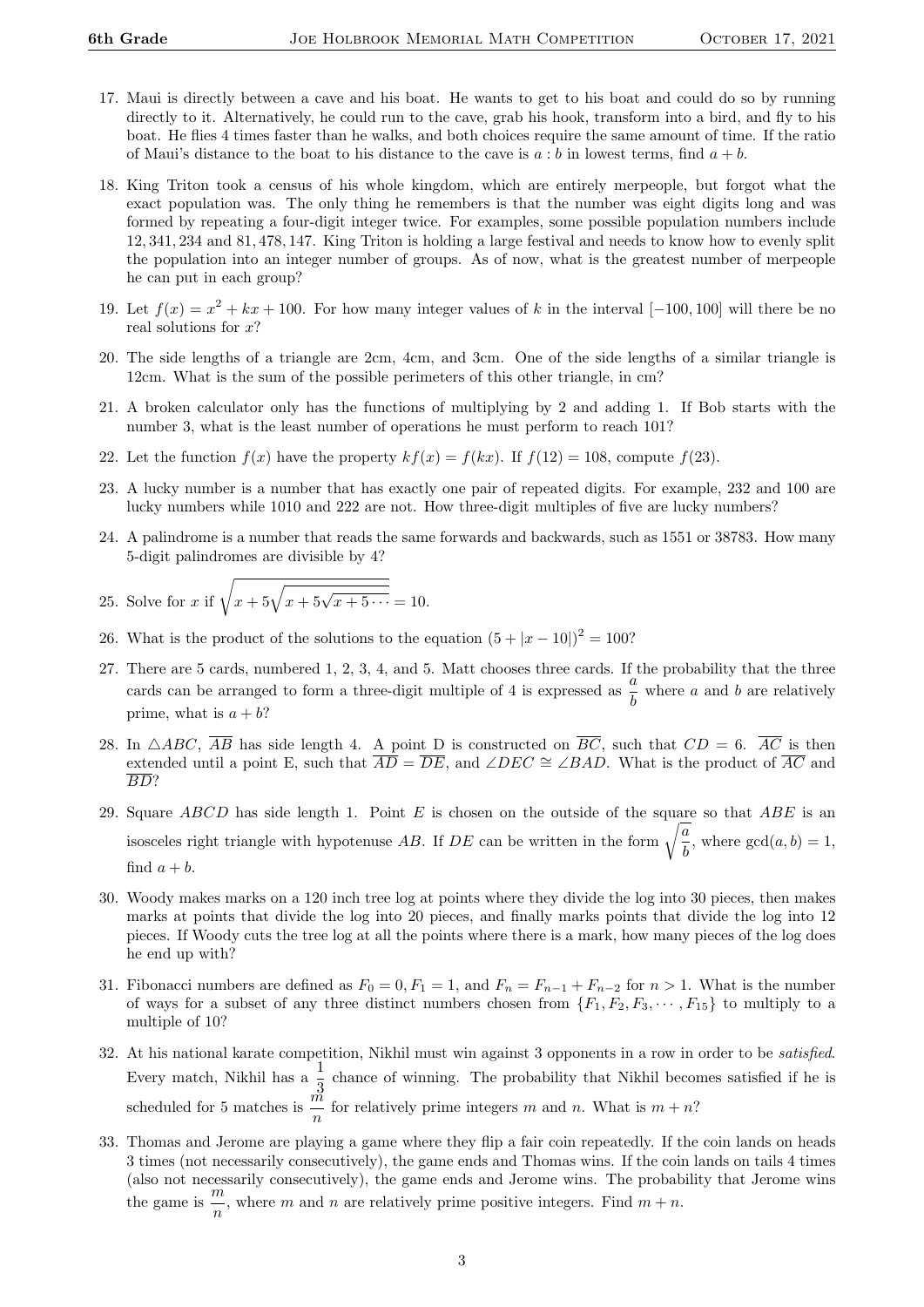17. Maui is directly between a cave and his boat. He wants to get to his boat and could do so by running directly to it. Alternatively, he could run to the cave, grab his hook, transform into a bird, and fly to his boat. He flies 4 times faster than he walks, and both choices require the same amount of time. If the ratio of Maui's distance to the boat to his distance to the cave is $a : b$ in lowest terms, find $a + b$.

18. King Triton took a census of his whole kingdom, which are entirely merpeople, but forgot what the exact population was. The only thing he remembers is that the number was eight digits long and was formed by repeating a four-digit integer twice. For examples, some possible population numbers include 12, 341, 234 and 81, 478, 147. King Triton is holding a large festival and needs to know how to evenly split the population into an integer number of groups. As of now, what is the greatest number of merpeople he can put in each group?

19. Let $f(x) = x^2 + kx + 100$. For how many integer values of $k$ in the interval $[-100, 100]$ will there be no real solutions for $x$?

20. The side lengths of a triangle are 2cm, 4cm, and 3cm. One of the side lengths of a similar triangle is 12cm. What is the sum of the possible perimeters of this other triangle, in cm?

21. A broken calculator only has the functions of multiplying by 2 and adding 1. If Bob starts with the number 3, what is the least number of operations he must perform to reach 101?

22. Let the function $f(x)$ have the property $kf(x) = f(kx)$. If $f(12) = 108$, compute $f(23)$.

23. A lucky number is a number that has exactly one pair of repeated digits. For example, 232 and 100 are lucky numbers while 1010 and 222 are not. How three-digit multiples of five are lucky numbers?

24. A palindrome is a number that reads the same forwards and backwards, such as 1551 or 38783. How many 5-digit palindromes are divisible by 4?

25. Solve for $x$ if $\sqrt{x + 5\sqrt{x + 5\sqrt{x + 5\cdots}}} = 10$.

26. What is the product of the solutions to the equation $(5 + |x - 10|)^2 = 100$?

27. There are 5 cards, numbered 1, 2, 3, 4, and 5. Matt chooses three cards. If the probability that the three cards can be arranged to form a three-digit multiple of 4 is expressed as $\frac{a}{b}$ where $a$ and $b$ are relatively prime, what is $a + b$?

28. In $\triangle ABC$, $\overline{AB}$ has side length 4. A point D is constructed on $\overline{BC}$, such that $CD = 6$. $\overline{AC}$ is then extended until a point E, such that $\overline{AD} = \overline{DE}$, and $\angle DEC \cong \angle BAD$. What is the product of $\overline{AC}$ and $\overline{BD}$?

29. Square $ABCD$ has side length 1. Point $E$ is chosen on the outside of the square so that $ABE$ is an isosceles right triangle with hypotenuse $AB$. If $DE$ can be written in the form $\sqrt{\frac{a}{b}}$, where $\gcd(a, b) = 1$, find $a + b$.

30. Woody makes marks on a 120 inch tree log at points where they divide the log into 30 pieces, then makes marks at points that divide the log into 20 pieces, and finally marks points that divide the log into 12 pieces. If Woody cuts the tree log at all the points where there is a mark, how many pieces of the log does he end up with?

31. Fibonacci numbers are defined as $F_0 = 0, F_1 = 1$, and $F_n = F_{n-1} + F_{n-2}$ for $n > 1$. What is the number of ways for a subset of any three distinct numbers chosen from $\{F_1, F_2, F_3, \cdots, F_{15}\}$ to multiply to a multiple of 10?

32. At his national karate competition, Nikhil must win against 3 opponents in a row in order to be *satisfied*. Every match, Nikhil has a $\frac{1}{3}$ chance of winning. The probability that Nikhil becomes satisfied if he is scheduled for 5 matches is $\frac{m}{n}$ for relatively prime integers $m$ and $n$. What is $m + n$?

33. Thomas and Jerome are playing a game where they flip a fair coin repeatedly. If the coin lands on heads 3 times (not necessarily consecutively), the game ends and Thomas wins. If the coin lands on tails 4 times (also not necessarily consecutively), the game ends and Jerome wins. The probability that Jerome wins the game is $\frac{m}{n}$, where $m$ and $n$ are relatively prime positive integers. Find $m + n$.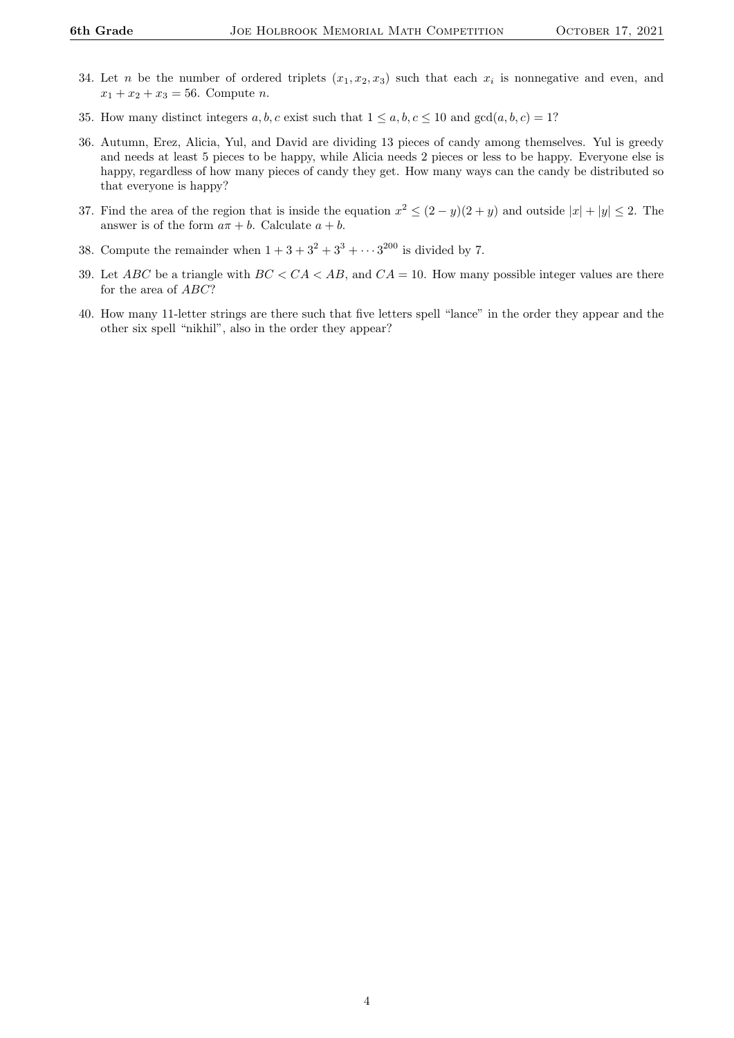34. Let $n$ be the number of ordered triplets $(x_1, x_2, x_3)$ such that each $x_i$ is nonnegative and even, and $x_1 + x_2 + x_3 = 56$. Compute $n$.

35. How many distinct integers $a, b, c$ exist such that $1 \leq a, b, c \leq 10$ and $\gcd(a, b, c) = 1$?

36. Autumn, Erez, Alicia, Yul, and David are dividing 13 pieces of candy among themselves. Yul is greedy and needs at least 5 pieces to be happy, while Alicia needs 2 pieces or less to be happy. Everyone else is happy, regardless of how many pieces of candy they get. How many ways can the candy be distributed so that everyone is happy?

37. Find the area of the region that is inside the equation $x^2 \leq (2 - y)(2 + y)$ and outside $|x| + |y| \leq 2$. The answer is of the form $a\pi + b$. Calculate $a + b$.

38. Compute the remainder when $1 + 3 + 3^2 + 3^3 + \cdots 3^{200}$ is divided by 7.

39. Let $ABC$ be a triangle with $BC < CA < AB$, and $CA = 10$. How many possible integer values are there for the area of $ABC$?

40. How many 11-letter strings are there such that five letters spell "lance" in the order they appear and the other six spell "nikhil", also in the order they appear?